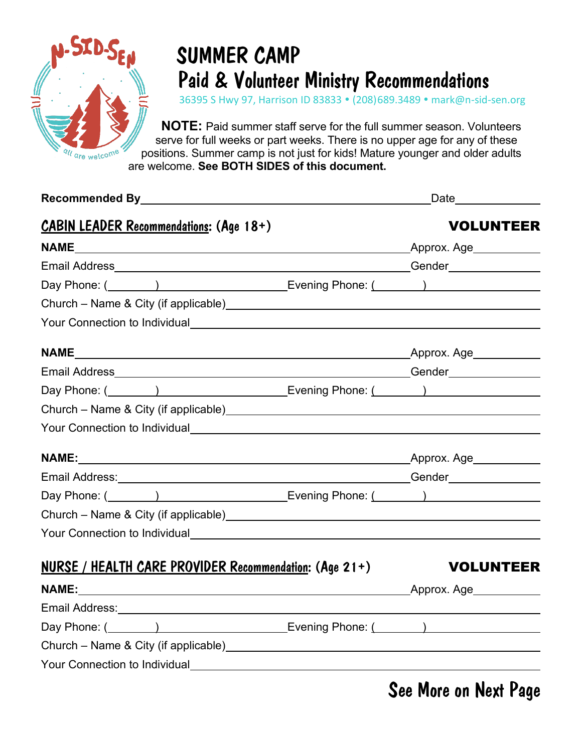N-SID-SEN
all are welcome

# SUMMER CAMP
## Paid & Volunteer Ministry Recommendations

36395 S Hwy 97, Harrison ID 83833 • (208)689.3489 • mark@n-sid-sen.org

**NOTE:** Paid summer staff serve for the full summer season. Volunteers serve for full weeks or part weeks. There is no upper age for any of these positions. Summer camp is not just for kids! Mature younger and older adults are welcome. **See BOTH SIDES of this document.**

**Recommended By**\_\_\_\_\_\_\_\_\_\_\_\_\_\_\_\_\_\_\_\_\_\_\_\_\_\_\_\_\_\_\_\_\_\_\_\_\_\_ Date\_\_\_\_\_\_\_\_\_\_\_\_

### CABIN LEADER Recommendations: (Age 18+) — **VOLUNTEER**

**NAME**\_\_\_\_\_\_\_\_\_\_\_\_\_\_\_\_\_\_\_\_\_\_\_\_\_\_\_\_\_\_\_\_\_\_\_\_\_\_\_\_\_\_\_\_ Approx. Age\_\_\_\_\_\_\_\_\_

Email Address\_\_\_\_\_\_\_\_\_\_\_\_\_\_\_\_\_\_\_\_\_\_\_\_\_\_\_\_\_\_\_\_\_\_\_\_\_\_\_\_ Gender\_\_\_\_\_\_\_\_\_\_\_\_

Day Phone: (\_\_\_\_\_\_)\_\_\_\_\_\_\_\_\_\_\_\_\_\_\_\_ Evening Phone: (\_\_\_\_\_\_)\_\_\_\_\_\_\_\_\_\_\_\_\_\_\_\_

Church – Name & City (if applicable)\_\_\_\_\_\_\_\_\_\_\_\_\_\_\_\_\_\_\_\_\_\_\_\_\_\_\_\_\_\_\_\_\_\_\_\_\_\_\_\_

Your Connection to Individual\_\_\_\_\_\_\_\_\_\_\_\_\_\_\_\_\_\_\_\_\_\_\_\_\_\_\_\_\_\_\_\_\_\_\_\_\_\_\_\_\_\_\_\_

**NAME**\_\_\_\_\_\_\_\_\_\_\_\_\_\_\_\_\_\_\_\_\_\_\_\_\_\_\_\_\_\_\_\_\_\_\_\_\_\_\_\_\_\_\_\_ Approx. Age\_\_\_\_\_\_\_\_\_

Email Address\_\_\_\_\_\_\_\_\_\_\_\_\_\_\_\_\_\_\_\_\_\_\_\_\_\_\_\_\_\_\_\_\_\_\_\_\_\_\_\_ Gender\_\_\_\_\_\_\_\_\_\_\_\_

Day Phone: (\_\_\_\_\_\_)\_\_\_\_\_\_\_\_\_\_\_\_\_\_\_\_ Evening Phone: (\_\_\_\_\_\_)\_\_\_\_\_\_\_\_\_\_\_\_\_\_\_\_

Church – Name & City (if applicable)\_\_\_\_\_\_\_\_\_\_\_\_\_\_\_\_\_\_\_\_\_\_\_\_\_\_\_\_\_\_\_\_\_\_\_\_\_\_\_\_

Your Connection to Individual\_\_\_\_\_\_\_\_\_\_\_\_\_\_\_\_\_\_\_\_\_\_\_\_\_\_\_\_\_\_\_\_\_\_\_\_\_\_\_\_\_\_\_\_

**NAME:**\_\_\_\_\_\_\_\_\_\_\_\_\_\_\_\_\_\_\_\_\_\_\_\_\_\_\_\_\_\_\_\_\_\_\_\_\_\_\_\_\_\_\_\_ Approx. Age\_\_\_\_\_\_\_\_\_

Email Address:\_\_\_\_\_\_\_\_\_\_\_\_\_\_\_\_\_\_\_\_\_\_\_\_\_\_\_\_\_\_\_\_\_\_\_\_\_\_\_\_ Gender\_\_\_\_\_\_\_\_\_\_\_\_

Day Phone: (\_\_\_\_\_\_)\_\_\_\_\_\_\_\_\_\_\_\_\_\_\_\_ Evening Phone: (\_\_\_\_\_\_)\_\_\_\_\_\_\_\_\_\_\_\_\_\_\_\_

Church – Name & City (if applicable)\_\_\_\_\_\_\_\_\_\_\_\_\_\_\_\_\_\_\_\_\_\_\_\_\_\_\_\_\_\_\_\_\_\_\_\_\_\_\_\_

Your Connection to Individual\_\_\_\_\_\_\_\_\_\_\_\_\_\_\_\_\_\_\_\_\_\_\_\_\_\_\_\_\_\_\_\_\_\_\_\_\_\_\_\_\_\_\_\_

### NURSE / HEALTH CARE PROVIDER Recommendation: (Age 21+) — **VOLUNTEER**

**NAME:**\_\_\_\_\_\_\_\_\_\_\_\_\_\_\_\_\_\_\_\_\_\_\_\_\_\_\_\_\_\_\_\_\_\_\_\_\_\_\_\_\_\_\_\_ Approx. Age\_\_\_\_\_\_\_\_\_

Email Address:\_\_\_\_\_\_\_\_\_\_\_\_\_\_\_\_\_\_\_\_\_\_\_\_\_\_\_\_\_\_\_\_\_\_\_\_\_\_\_\_\_\_\_\_\_\_\_\_\_\_\_\_

Day Phone: (\_\_\_\_\_\_)\_\_\_\_\_\_\_\_\_\_\_\_\_\_\_\_ Evening Phone: (\_\_\_\_\_\_)\_\_\_\_\_\_\_\_\_\_\_\_\_\_\_\_

Church – Name & City (if applicable)\_\_\_\_\_\_\_\_\_\_\_\_\_\_\_\_\_\_\_\_\_\_\_\_\_\_\_\_\_\_\_\_\_\_\_\_\_\_\_\_

Your Connection to Individual\_\_\_\_\_\_\_\_\_\_\_\_\_\_\_\_\_\_\_\_\_\_\_\_\_\_\_\_\_\_\_\_\_\_\_\_\_\_\_\_\_\_\_\_

**See More on Next Page**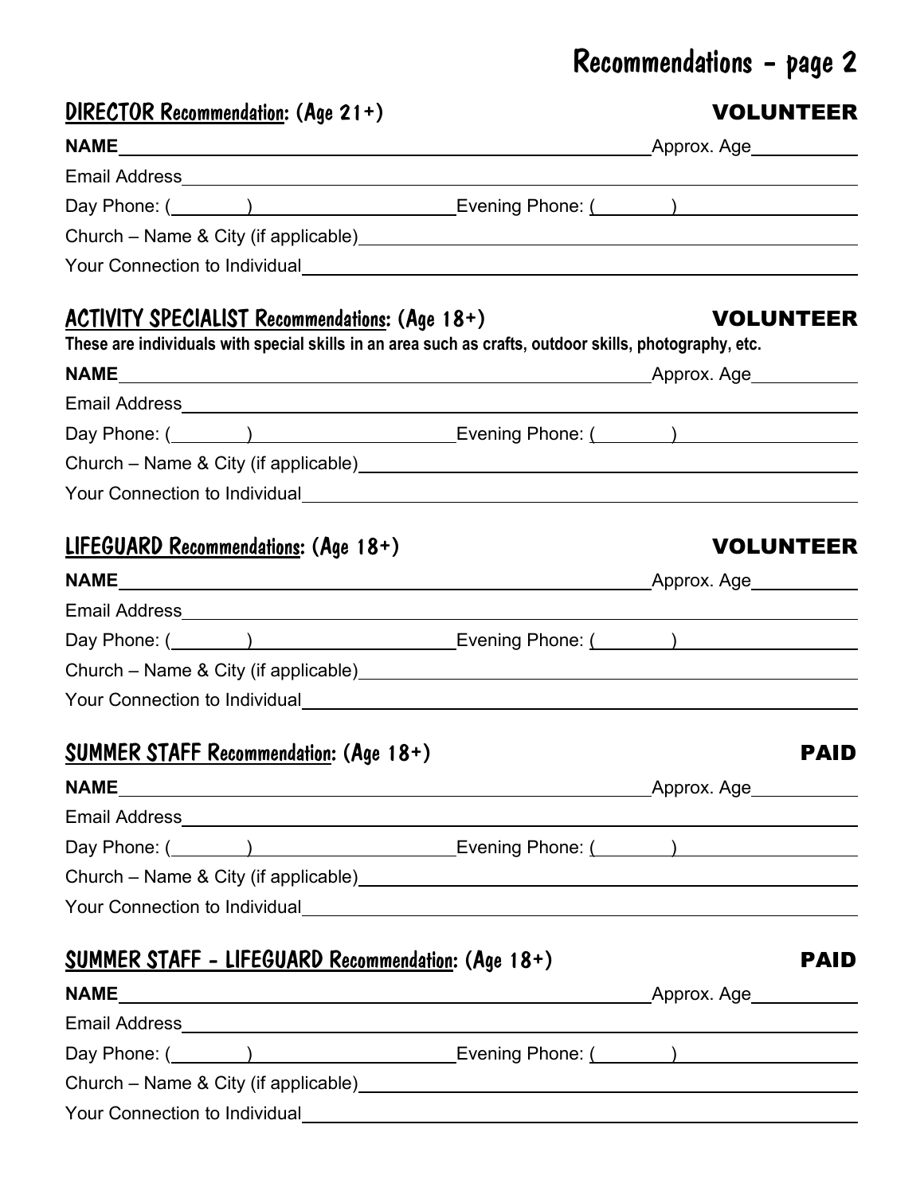# Recommendations - page 2

## DIRECTOR Recommendation: (Age 21+) VOLUNTEER

**NAME**\_\_\_\_\_\_\_\_\_\_\_\_\_\_\_\_\_\_\_\_\_\_\_\_\_\_\_\_\_\_\_\_\_\_\_\_\_\_\_\_\_\_\_\_\_\_Approx. Age\_\_\_\_\_\_\_\_\_\_

Email Address\_\_\_\_\_\_\_\_\_\_\_\_\_\_\_\_\_\_\_\_\_\_\_\_\_\_\_\_\_\_\_\_\_\_\_\_\_\_\_\_\_\_\_\_\_\_\_\_\_\_\_\_\_\_\_\_

Day Phone: (\_\_\_\_\_\_\_)\_\_\_\_\_\_\_\_\_\_\_\_\_\_\_\_\_\_\_\_Evening Phone: (\_\_\_\_\_\_\_)\_\_\_\_\_\_\_\_\_\_\_\_\_\_\_\_\_\_

Church – Name & City (if applicable)\_\_\_\_\_\_\_\_\_\_\_\_\_\_\_\_\_\_\_\_\_\_\_\_\_\_\_\_\_\_\_\_\_\_\_\_\_\_\_\_\_\_\_\_

Your Connection to Individual\_\_\_\_\_\_\_\_\_\_\_\_\_\_\_\_\_\_\_\_\_\_\_\_\_\_\_\_\_\_\_\_\_\_\_\_\_\_\_\_\_\_\_\_\_\_\_\_

## ACTIVITY SPECIALIST Recommendations: (Age 18+) VOLUNTEER

**These are individuals with special skills in an area such as crafts, outdoor skills, photography, etc.**

**NAME**\_\_\_\_\_\_\_\_\_\_\_\_\_\_\_\_\_\_\_\_\_\_\_\_\_\_\_\_\_\_\_\_\_\_\_\_\_\_\_\_\_\_\_\_\_\_Approx. Age\_\_\_\_\_\_\_\_\_\_

Email Address\_\_\_\_\_\_\_\_\_\_\_\_\_\_\_\_\_\_\_\_\_\_\_\_\_\_\_\_\_\_\_\_\_\_\_\_\_\_\_\_\_\_\_\_\_\_\_\_\_\_\_\_\_\_\_\_

Day Phone: (\_\_\_\_\_\_\_)\_\_\_\_\_\_\_\_\_\_\_\_\_\_\_\_\_\_\_\_Evening Phone: (\_\_\_\_\_\_\_)\_\_\_\_\_\_\_\_\_\_\_\_\_\_\_\_\_\_

Church – Name & City (if applicable)\_\_\_\_\_\_\_\_\_\_\_\_\_\_\_\_\_\_\_\_\_\_\_\_\_\_\_\_\_\_\_\_\_\_\_\_\_\_\_\_\_\_\_\_

Your Connection to Individual\_\_\_\_\_\_\_\_\_\_\_\_\_\_\_\_\_\_\_\_\_\_\_\_\_\_\_\_\_\_\_\_\_\_\_\_\_\_\_\_\_\_\_\_\_\_\_\_

## LIFEGUARD Recommendations: (Age 18+) VOLUNTEER

**NAME**\_\_\_\_\_\_\_\_\_\_\_\_\_\_\_\_\_\_\_\_\_\_\_\_\_\_\_\_\_\_\_\_\_\_\_\_\_\_\_\_\_\_\_\_\_\_Approx. Age\_\_\_\_\_\_\_\_\_\_

Email Address\_\_\_\_\_\_\_\_\_\_\_\_\_\_\_\_\_\_\_\_\_\_\_\_\_\_\_\_\_\_\_\_\_\_\_\_\_\_\_\_\_\_\_\_\_\_\_\_\_\_\_\_\_\_\_\_

Day Phone: (\_\_\_\_\_\_\_)\_\_\_\_\_\_\_\_\_\_\_\_\_\_\_\_\_\_\_\_Evening Phone: (\_\_\_\_\_\_\_)\_\_\_\_\_\_\_\_\_\_\_\_\_\_\_\_\_\_

Church – Name & City (if applicable)\_\_\_\_\_\_\_\_\_\_\_\_\_\_\_\_\_\_\_\_\_\_\_\_\_\_\_\_\_\_\_\_\_\_\_\_\_\_\_\_\_\_\_\_

Your Connection to Individual\_\_\_\_\_\_\_\_\_\_\_\_\_\_\_\_\_\_\_\_\_\_\_\_\_\_\_\_\_\_\_\_\_\_\_\_\_\_\_\_\_\_\_\_\_\_\_\_

## SUMMER STAFF Recommendation: (Age 18+) PAID

**NAME**\_\_\_\_\_\_\_\_\_\_\_\_\_\_\_\_\_\_\_\_\_\_\_\_\_\_\_\_\_\_\_\_\_\_\_\_\_\_\_\_\_\_\_\_\_\_Approx. Age\_\_\_\_\_\_\_\_\_\_

Email Address\_\_\_\_\_\_\_\_\_\_\_\_\_\_\_\_\_\_\_\_\_\_\_\_\_\_\_\_\_\_\_\_\_\_\_\_\_\_\_\_\_\_\_\_\_\_\_\_\_\_\_\_\_\_\_\_

Day Phone: (\_\_\_\_\_\_\_)\_\_\_\_\_\_\_\_\_\_\_\_\_\_\_\_\_\_\_\_Evening Phone: (\_\_\_\_\_\_\_)\_\_\_\_\_\_\_\_\_\_\_\_\_\_\_\_\_\_

Church – Name & City (if applicable)\_\_\_\_\_\_\_\_\_\_\_\_\_\_\_\_\_\_\_\_\_\_\_\_\_\_\_\_\_\_\_\_\_\_\_\_\_\_\_\_\_\_\_\_

Your Connection to Individual\_\_\_\_\_\_\_\_\_\_\_\_\_\_\_\_\_\_\_\_\_\_\_\_\_\_\_\_\_\_\_\_\_\_\_\_\_\_\_\_\_\_\_\_\_\_\_\_

## SUMMER STAFF - LIFEGUARD Recommendation: (Age 18+) PAID

**NAME**\_\_\_\_\_\_\_\_\_\_\_\_\_\_\_\_\_\_\_\_\_\_\_\_\_\_\_\_\_\_\_\_\_\_\_\_\_\_\_\_\_\_\_\_\_\_Approx. Age\_\_\_\_\_\_\_\_\_\_

Email Address\_\_\_\_\_\_\_\_\_\_\_\_\_\_\_\_\_\_\_\_\_\_\_\_\_\_\_\_\_\_\_\_\_\_\_\_\_\_\_\_\_\_\_\_\_\_\_\_\_\_\_\_\_\_\_\_

Day Phone: (\_\_\_\_\_\_\_)\_\_\_\_\_\_\_\_\_\_\_\_\_\_\_\_\_\_\_\_Evening Phone: (\_\_\_\_\_\_\_)\_\_\_\_\_\_\_\_\_\_\_\_\_\_\_\_\_\_

Church – Name & City (if applicable)\_\_\_\_\_\_\_\_\_\_\_\_\_\_\_\_\_\_\_\_\_\_\_\_\_\_\_\_\_\_\_\_\_\_\_\_\_\_\_\_\_\_\_\_

Your Connection to Individual\_\_\_\_\_\_\_\_\_\_\_\_\_\_\_\_\_\_\_\_\_\_\_\_\_\_\_\_\_\_\_\_\_\_\_\_\_\_\_\_\_\_\_\_\_\_\_\_